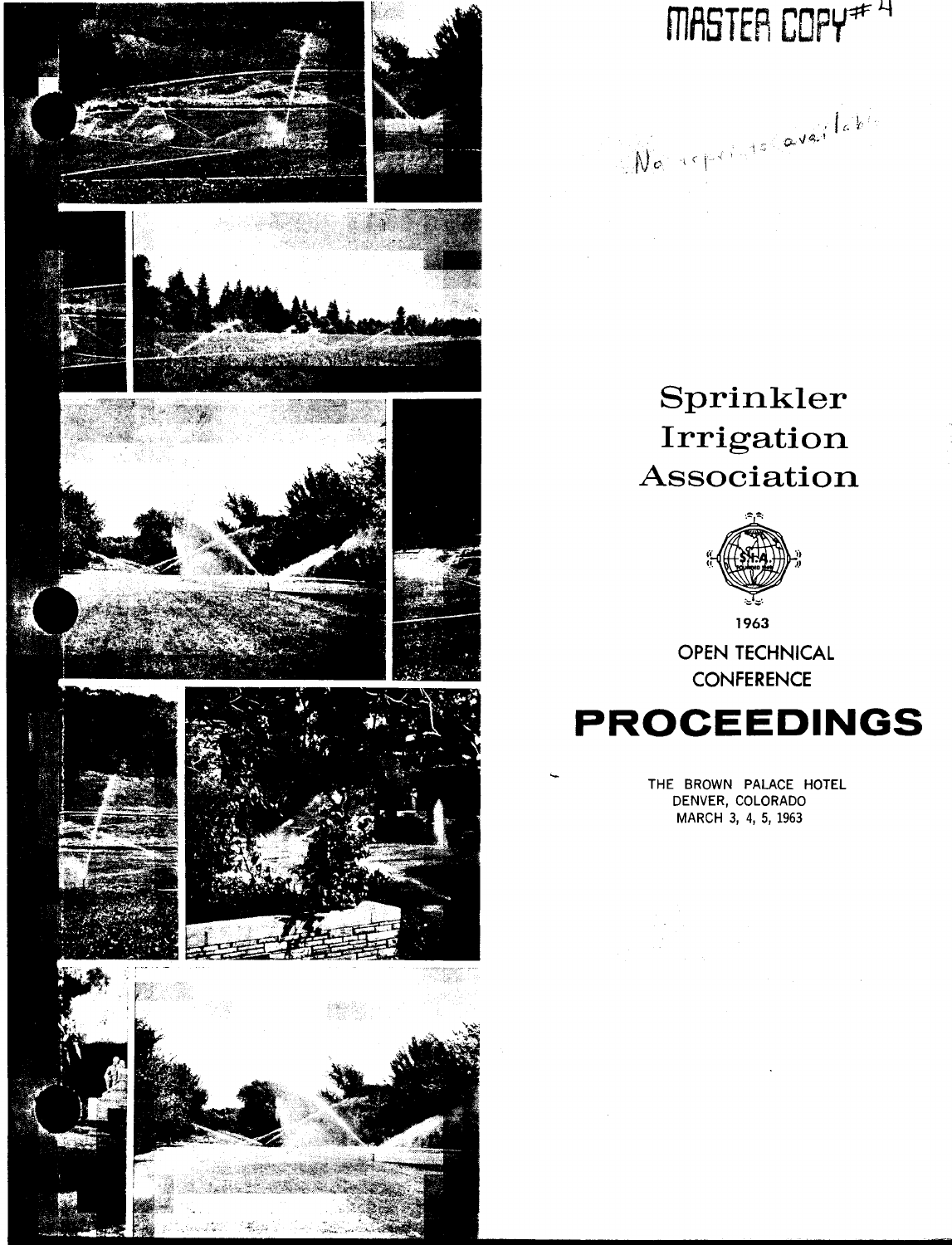MASTER COPY # 4

No reprints available

# Sprinkler Irrigation Association

1963

OPEN TECHNICAL CONFERENCE

# PROCEEDINGS

THE BROWN PALACE HOTEL
DENVER, COLORADO
MARCH 3, 4, 5, 1963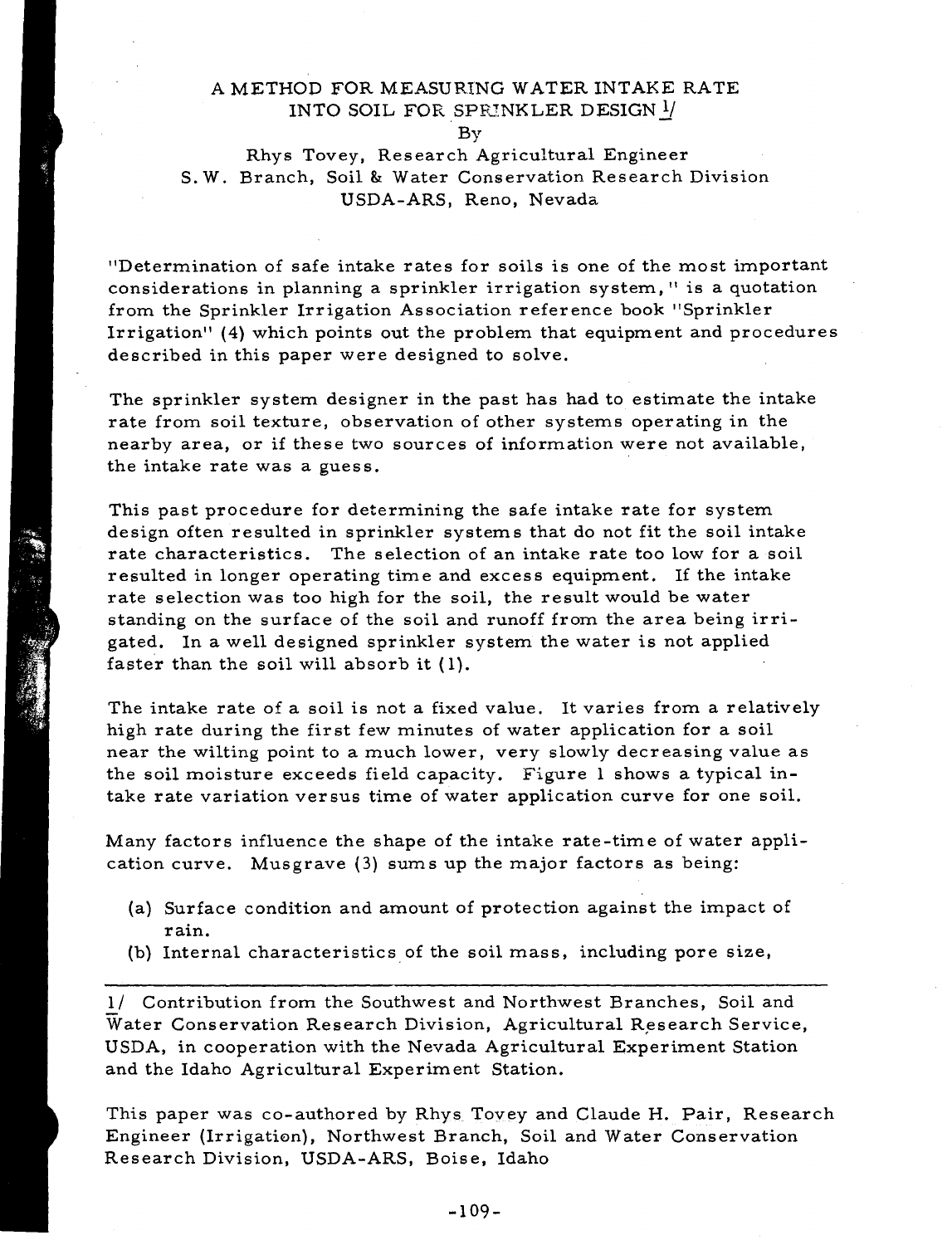# A METHOD FOR MEASURING WATER INTAKE RATE INTO SOIL FOR SPRINKLER DESIGN [1/]

By

Rhys Tovey, Research Agricultural Engineer
S.W. Branch, Soil & Water Conservation Research Division
USDA-ARS, Reno, Nevada

"Determination of safe intake rates for soils is one of the most important considerations in planning a sprinkler irrigation system," is a quotation from the Sprinkler Irrigation Association reference book "Sprinkler Irrigation" (4) which points out the problem that equipment and procedures described in this paper were designed to solve.

The sprinkler system designer in the past has had to estimate the intake rate from soil texture, observation of other systems operating in the nearby area, or if these two sources of information were not available, the intake rate was a guess.

This past procedure for determining the safe intake rate for system design often resulted in sprinkler systems that do not fit the soil intake rate characteristics. The selection of an intake rate too low for a soil resulted in longer operating time and excess equipment. If the intake rate selection was too high for the soil, the result would be water standing on the surface of the soil and runoff from the area being irrigated. In a well designed sprinkler system the water is not applied faster than the soil will absorb it (1).

The intake rate of a soil is not a fixed value. It varies from a relatively high rate during the first few minutes of water application for a soil near the wilting point to a much lower, very slowly decreasing value as the soil moisture exceeds field capacity. Figure 1 shows a typical intake rate variation versus time of water application curve for one soil.

Many factors influence the shape of the intake rate-time of water application curve. Musgrave (3) sums up the major factors as being:

(a) Surface condition and amount of protection against the impact of rain.
(b) Internal characteristics of the soil mass, including pore size,

---

1/ Contribution from the Southwest and Northwest Branches, Soil and Water Conservation Research Division, Agricultural Research Service, USDA, in cooperation with the Nevada Agricultural Experiment Station and the Idaho Agricultural Experiment Station.

This paper was co-authored by Rhys Tovey and Claude H. Pair, Research Engineer (Irrigation), Northwest Branch, Soil and Water Conservation Research Division, USDA-ARS, Boise, Idaho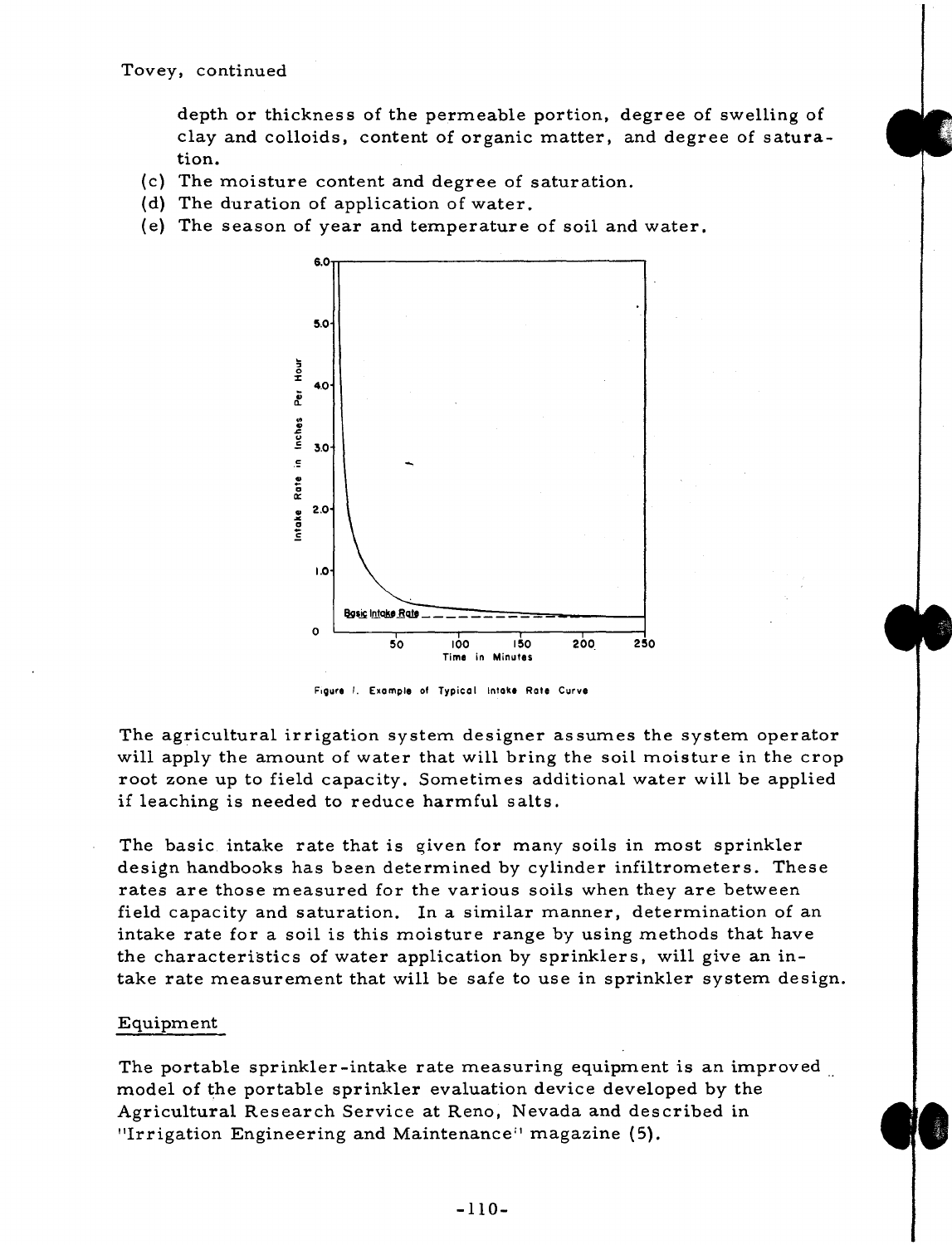depth or thickness of the permeable portion, degree of swelling of clay and colloids, content of organic matter, and degree of saturation.

(c) The moisture content and degree of saturation.
(d) The duration of application of water.
(e) The season of year and temperature of soil and water.

Figure 1. Example of Typical Intake Rate Curve

The agricultural irrigation system designer assumes the system operator will apply the amount of water that will bring the soil moisture in the crop root zone up to field capacity. Sometimes additional water will be applied if leaching is needed to reduce harmful salts.

The basic intake rate that is given for many soils in most sprinkler design handbooks has been determined by cylinder infiltrometers. These rates are those measured for the various soils when they are between field capacity and saturation. In a similar manner, determination of an intake rate for a soil is this moisture range by using methods that have the characteristics of water application by sprinklers, will give an intake rate measurement that will be safe to use in sprinkler system design.

## Equipment

The portable sprinkler-intake rate measuring equipment is an improved model of the portable sprinkler evaluation device developed by the Agricultural Research Service at Reno, Nevada and described in "Irrigation Engineering and Maintenance" magazine (5).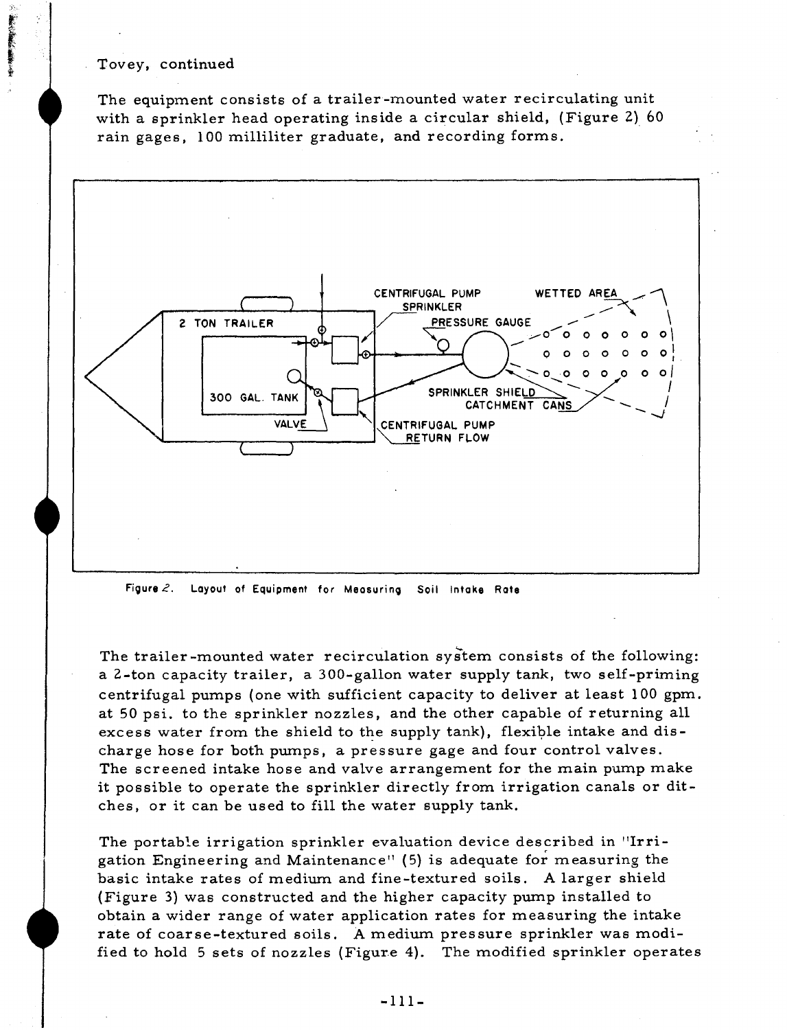Tovey, continued

The equipment consists of a trailer-mounted water recirculating unit with a sprinkler head operating inside a circular shield, (Figure 2) 60 rain gages, 100 milliliter graduate, and recording forms.

Figure 2. Layout of Equipment for Measuring Soil Intake Rate

The trailer-mounted water recirculation system consists of the following: a 2-ton capacity trailer, a 300-gallon water supply tank, two self-priming centrifugal pumps (one with sufficient capacity to deliver at least 100 gpm. at 50 psi. to the sprinkler nozzles, and the other capable of returning all excess water from the shield to the supply tank), flexible intake and discharge hose for both pumps, a pressure gage and four control valves. The screened intake hose and valve arrangement for the main pump make it possible to operate the sprinkler directly from irrigation canals or ditches, or it can be used to fill the water supply tank.

The portable irrigation sprinkler evaluation device described in "Irrigation Engineering and Maintenance" (5) is adequate for measuring the basic intake rates of medium and fine-textured soils. A larger shield (Figure 3) was constructed and the higher capacity pump installed to obtain a wider range of water application rates for measuring the intake rate of coarse-textured soils. A medium pressure sprinkler was modified to hold 5 sets of nozzles (Figure 4). The modified sprinkler operates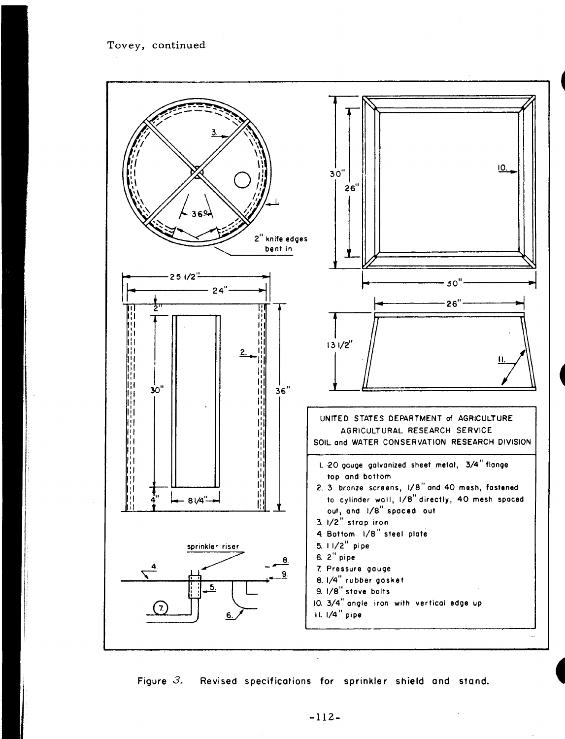Tovey, continued

UNITED STATES DEPARTMENT of AGRICULTURE
AGRICULTURAL RESEARCH SERVICE
SOIL and WATER CONSERVATION RESEARCH DIVISION

1. 20 gauge galvanized sheet metal, 3/4" flange top and bottom
2. 3 bronze screens, 1/8" and 40 mesh, fastened to cylinder wall, 1/8" directly, 40 mesh spaced out, and 1/8" spaced out
3. 1/2" strap iron
4. Bottom 1/8" steel plate
5. 1 1/2" pipe
6. 2" pipe
7. Pressure gauge
8. 1/4" rubber gasket
9. 1/8" stove bolts
10. 3/4" angle iron with vertical edge up
11. 1/4" pipe

Figure 3. Revised specifications for sprinkler shield and stand.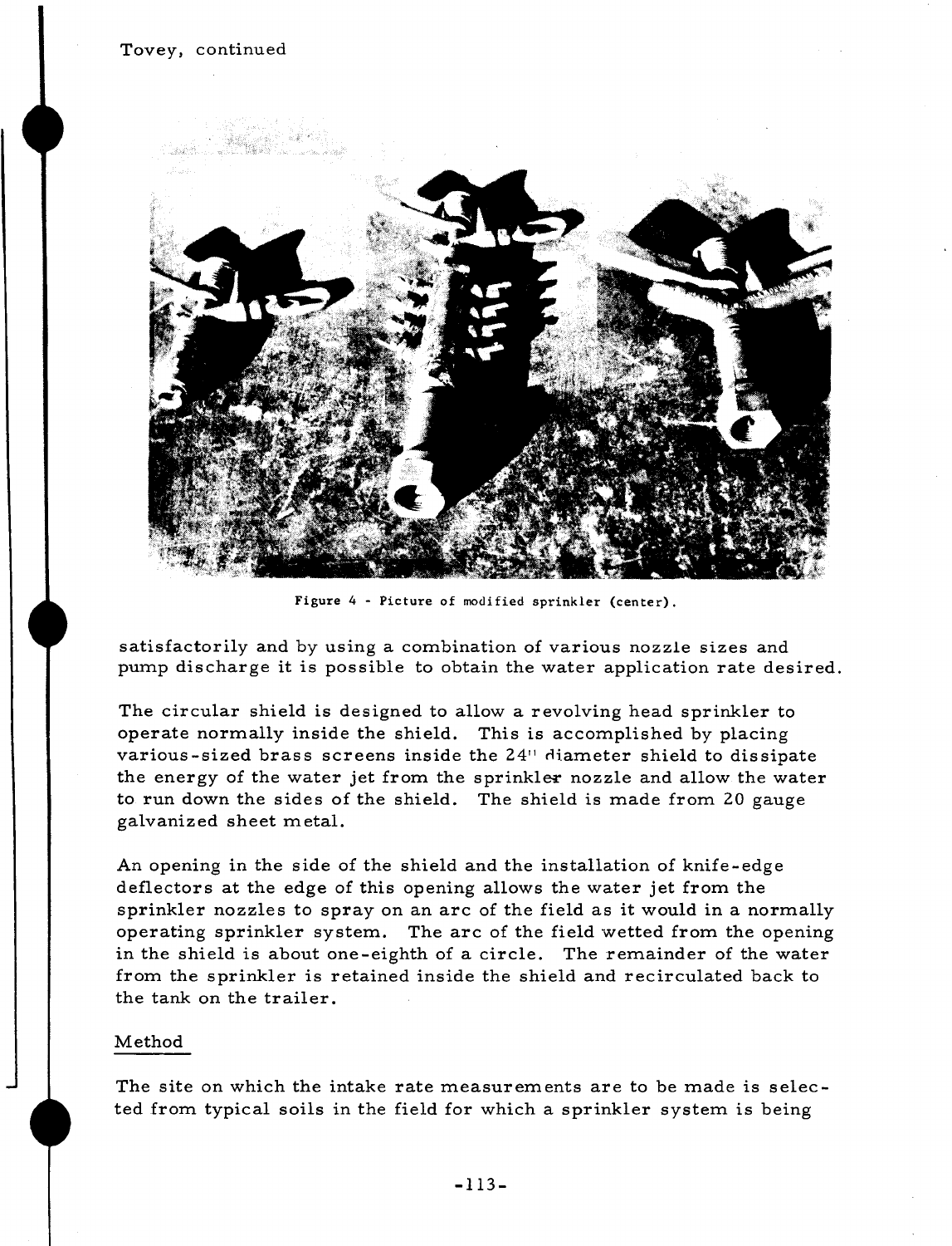Figure 4 - Picture of modified sprinkler (center).

satisfactorily and by using a combination of various nozzle sizes and pump discharge it is possible to obtain the water application rate desired.

The circular shield is designed to allow a revolving head sprinkler to operate normally inside the shield. This is accomplished by placing various-sized brass screens inside the 24" diameter shield to dissipate the energy of the water jet from the sprinkler nozzle and allow the water to run down the sides of the shield. The shield is made from 20 gauge galvanized sheet metal.

An opening in the side of the shield and the installation of knife-edge deflectors at the edge of this opening allows the water jet from the sprinkler nozzles to spray on an arc of the field as it would in a normally operating sprinkler system. The arc of the field wetted from the opening in the shield is about one-eighth of a circle. The remainder of the water from the sprinkler is retained inside the shield and recirculated back to the tank on the trailer.

## Method

The site on which the intake rate measurements are to be made is selected from typical soils in the field for which a sprinkler system is being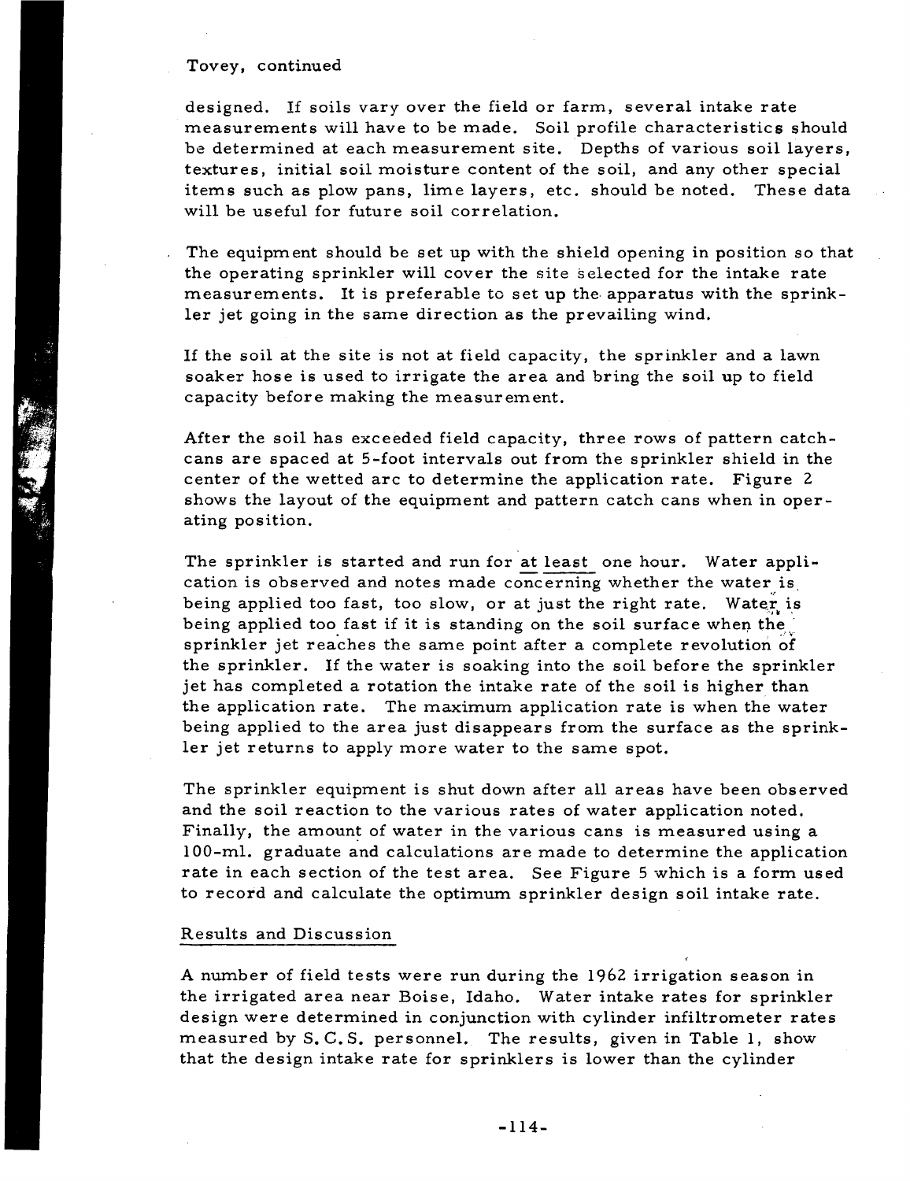Tovey, continued

designed. If soils vary over the field or farm, several intake rate measurements will have to be made. Soil profile characteristics should be determined at each measurement site. Depths of various soil layers, textures, initial soil moisture content of the soil, and any other special items such as plow pans, lime layers, etc. should be noted. These data will be useful for future soil correlation.

The equipment should be set up with the shield opening in position so that the operating sprinkler will cover the site selected for the intake rate measurements. It is preferable to set up the apparatus with the sprinkler jet going in the same direction as the prevailing wind.

If the soil at the site is not at field capacity, the sprinkler and a lawn soaker hose is used to irrigate the area and bring the soil up to field capacity before making the measurement.

After the soil has exceeded field capacity, three rows of pattern catch-cans are spaced at 5-foot intervals out from the sprinkler shield in the center of the wetted arc to determine the application rate. Figure 2 shows the layout of the equipment and pattern catch cans when in operating position.

The sprinkler is started and run for <u>at least</u> one hour. Water application is observed and notes made concerning whether the water is being applied too fast, too slow, or at just the right rate. Water is being applied too fast if it is standing on the soil surface when the sprinkler jet reaches the same point after a complete revolution of the sprinkler. If the water is soaking into the soil before the sprinkler jet has completed a rotation the intake rate of the soil is higher than the application rate. The maximum application rate is when the water being applied to the area just disappears from the surface as the sprinkler jet returns to apply more water to the same spot.

The sprinkler equipment is shut down after all areas have been observed and the soil reaction to the various rates of water application noted. Finally, the amount of water in the various cans is measured using a 100-ml. graduate and calculations are made to determine the application rate in each section of the test area. See Figure 5 which is a form used to record and calculate the optimum sprinkler design soil intake rate.

## Results and Discussion

A number of field tests were run during the 1962 irrigation season in the irrigated area near Boise, Idaho. Water intake rates for sprinkler design were determined in conjunction with cylinder infiltrometer rates measured by S.C.S. personnel. The results, given in Table 1, show that the design intake rate for sprinklers is lower than the cylinder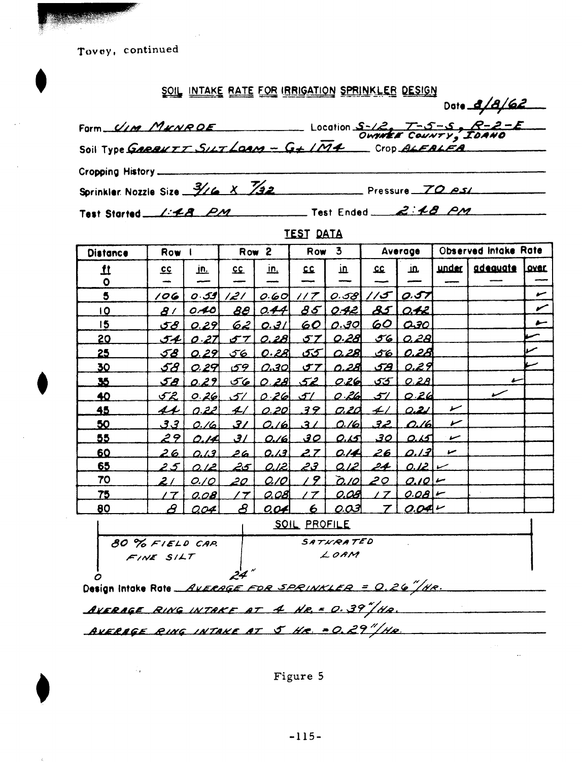Tovey, continued

## SOIL INTAKE RATE FOR IRRIGATION SPRINKLER DESIGN

Date 8/8/62

Farm JIM MUNROE Location S-12, T-5-S, R-2-E OWYHEE COUNTY, IDAHO

Soil Type GARBUTT SILT LOAM - G+ 1M4 Crop ALFALFA

Cropping History

Sprinkler Nozzle Size 3/16 X 7/32 Pressure 70 PSI

Test Started 1:48 PM Test Ended 2:48 PM

### TEST DATA

| Distance | Row 1 | | Row 2 | | Row 3 | | Average | | Observed Intake Rate | | |
|---|---|---|---|---|---|---|---|---|---|---|---|
| ft | cc | in. | cc | in. | cc | in | cc | in. | under | adequate | over |
| 0 | — | — | — | — | — | — | — | — | — | — | — |
| 5 | 106 | 0.53 | 121 | 0.60 | 117 | 0.58 | 115 | 0.57 | | | ✓ |
| 10 | 81 | 0.40 | 88 | 0.44 | 85 | 0.42 | 85 | 0.42 | | | ✓ |
| 15 | 58 | 0.29 | 62 | 0.31 | 60 | 0.30 | 60 | 0.30 | | | ✓ |
| 20 | 54 | 0.27 | 57 | 0.28 | 57 | 0.28 | 56 | 0.28 | | | ✓ |
| 25 | 58 | 0.29 | 56 | 0.28 | 55 | 0.28 | 56 | 0.28 | | | ✓ |
| 30 | 58 | 0.29 | 59 | 0.30 | 57 | 0.28 | 58 | 0.29 | | | ✓ |
| 35 | 58 | 0.29 | 56 | 0.28 | 52 | 0.26 | 55 | 0.28 | | ✓ | |
| 40 | 52 | 0.26 | 51 | 0.26 | 51 | 0.26 | 51 | 0.26 | | ✓ | |
| 45 | 44 | 0.22 | 41 | 0.20 | 39 | 0.20 | 41 | 0.21 | ✓ | | |
| 50 | 33 | 0.16 | 31 | 0.16 | 31 | 0.16 | 32 | 0.16 | ✓ | | |
| 55 | 29 | 0.14 | 31 | 0.16 | 30 | 0.15 | 30 | 0.15 | ✓ | | |
| 60 | 26 | 0.13 | 26 | 0.13 | 27 | 0.14 | 26 | 0.13 | ✓ | | |
| 65 | 25 | 0.12 | 25 | 0.12 | 23 | 0.12 | 24 | 0.12 | ✓ | | |
| 70 | 21 | 0.10 | 20 | 0.10 | 19 | 0.10 | 20 | 0.10 | ✓ | | |
| 75 | 17 | 0.08 | 17 | 0.08 | 17 | 0.08 | 17 | 0.08 | ✓ | | |
| 80 | 8 | 0.04 | 8 | 0.04 | 6 | 0.03 | 7 | 0.04 | ✓ | | |

### SOIL PROFILE

| 0 – 24" | 24" – |
|---|---|
| 80 % FIELD CAP. FINE SILT | SATURATED LOAM |

Design Intake Rate AVERAGE FOR SPRINKLER = 0.26"/HR.

AVERAGE RING INTAKE AT 4 HR. = 0.39"/HR.

AVERAGE RING INTAKE AT 5 HR. = 0.29"/HR.

Figure 5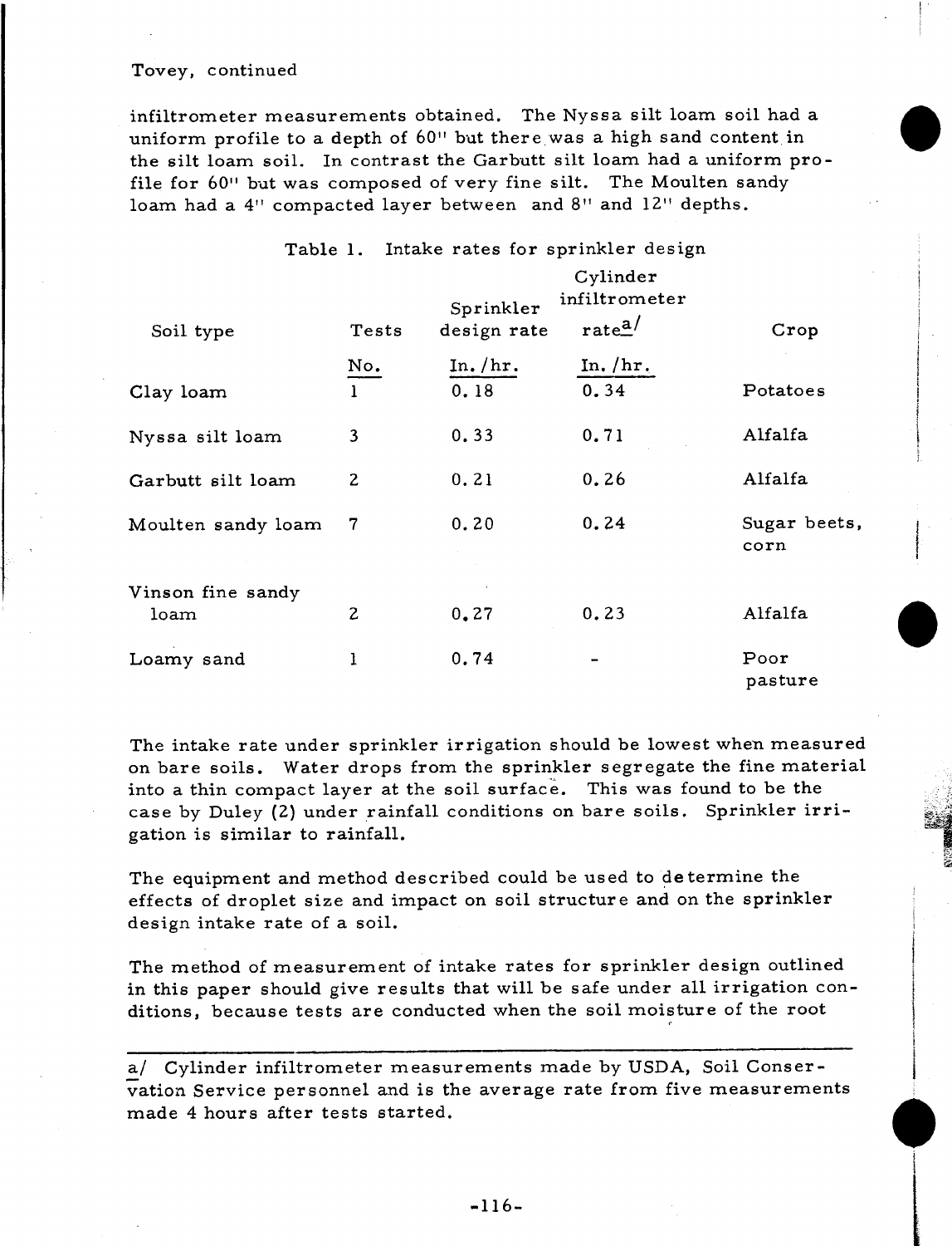infiltrometer measurements obtained. The Nyssa silt loam soil had a uniform profile to a depth of 60" but there was a high sand content in the silt loam soil. In contrast the Garbutt silt loam had a uniform profile for 60" but was composed of very fine silt. The Moulten sandy loam had a 4" compacted layer between and 8" and 12" depths.

Table 1. Intake rates for sprinkler design

| Soil type | Tests | Sprinkler design rate | Cylinder infiltrometer rate[a] | Crop |
|---|---|---|---|---|
| | No. | In./hr. | In./hr. | |
| Clay loam | 1 | 0.18 | 0.34 | Potatoes |
| Nyssa silt loam | 3 | 0.33 | 0.71 | Alfalfa |
| Garbutt silt loam | 2 | 0.21 | 0.26 | Alfalfa |
| Moulten sandy loam | 7 | 0.20 | 0.24 | Sugar beets, corn |
| Vinson fine sandy loam | 2 | 0.27 | 0.23 | Alfalfa |
| Loamy sand | 1 | 0.74 | - | Poor pasture |

The intake rate under sprinkler irrigation should be lowest when measured on bare soils. Water drops from the sprinkler segregate the fine material into a thin compact layer at the soil surface. This was found to be the case by Duley (2) under rainfall conditions on bare soils. Sprinkler irrigation is similar to rainfall.

The equipment and method described could be used to determine the effects of droplet size and impact on soil structure and on the sprinkler design intake rate of a soil.

The method of measurement of intake rates for sprinkler design outlined in this paper should give results that will be safe under all irrigation conditions, because tests are conducted when the soil moisture of the root

---

a/ Cylinder infiltrometer measurements made by USDA, Soil Conservation Service personnel and is the average rate from five measurements made 4 hours after tests started.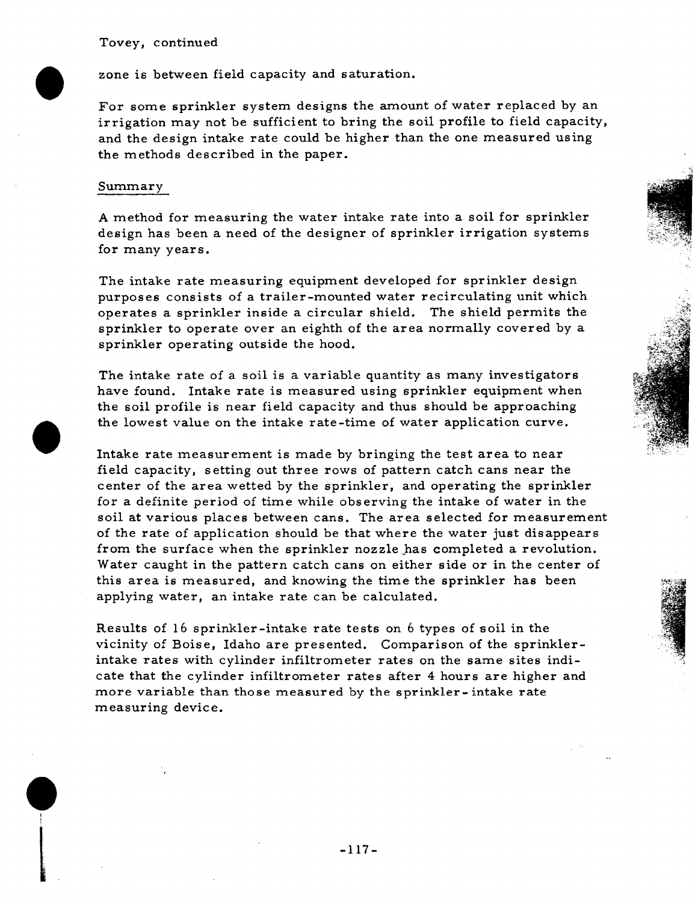Tovey, continued

zone is between field capacity and saturation.

For some sprinkler system designs the amount of water replaced by an irrigation may not be sufficient to bring the soil profile to field capacity, and the design intake rate could be higher than the one measured using the methods described in the paper.

## Summary

A method for measuring the water intake rate into a soil for sprinkler design has been a need of the designer of sprinkler irrigation systems for many years.

The intake rate measuring equipment developed for sprinkler design purposes consists of a trailer-mounted water recirculating unit which operates a sprinkler inside a circular shield. The shield permits the sprinkler to operate over an eighth of the area normally covered by a sprinkler operating outside the hood.

The intake rate of a soil is a variable quantity as many investigators have found. Intake rate is measured using sprinkler equipment when the soil profile is near field capacity and thus should be approaching the lowest value on the intake rate-time of water application curve.

Intake rate measurement is made by bringing the test area to near field capacity, setting out three rows of pattern catch cans near the center of the area wetted by the sprinkler, and operating the sprinkler for a definite period of time while observing the intake of water in the soil at various places between cans. The area selected for measurement of the rate of application should be that where the water just disappears from the surface when the sprinkler nozzle has completed a revolution. Water caught in the pattern catch cans on either side or in the center of this area is measured, and knowing the time the sprinkler has been applying water, an intake rate can be calculated.

Results of 16 sprinkler-intake rate tests on 6 types of soil in the vicinity of Boise, Idaho are presented. Comparison of the sprinkler-intake rates with cylinder infiltrometer rates on the same sites indicate that the cylinder infiltrometer rates after 4 hours are higher and more variable than those measured by the sprinkler- intake rate measuring device.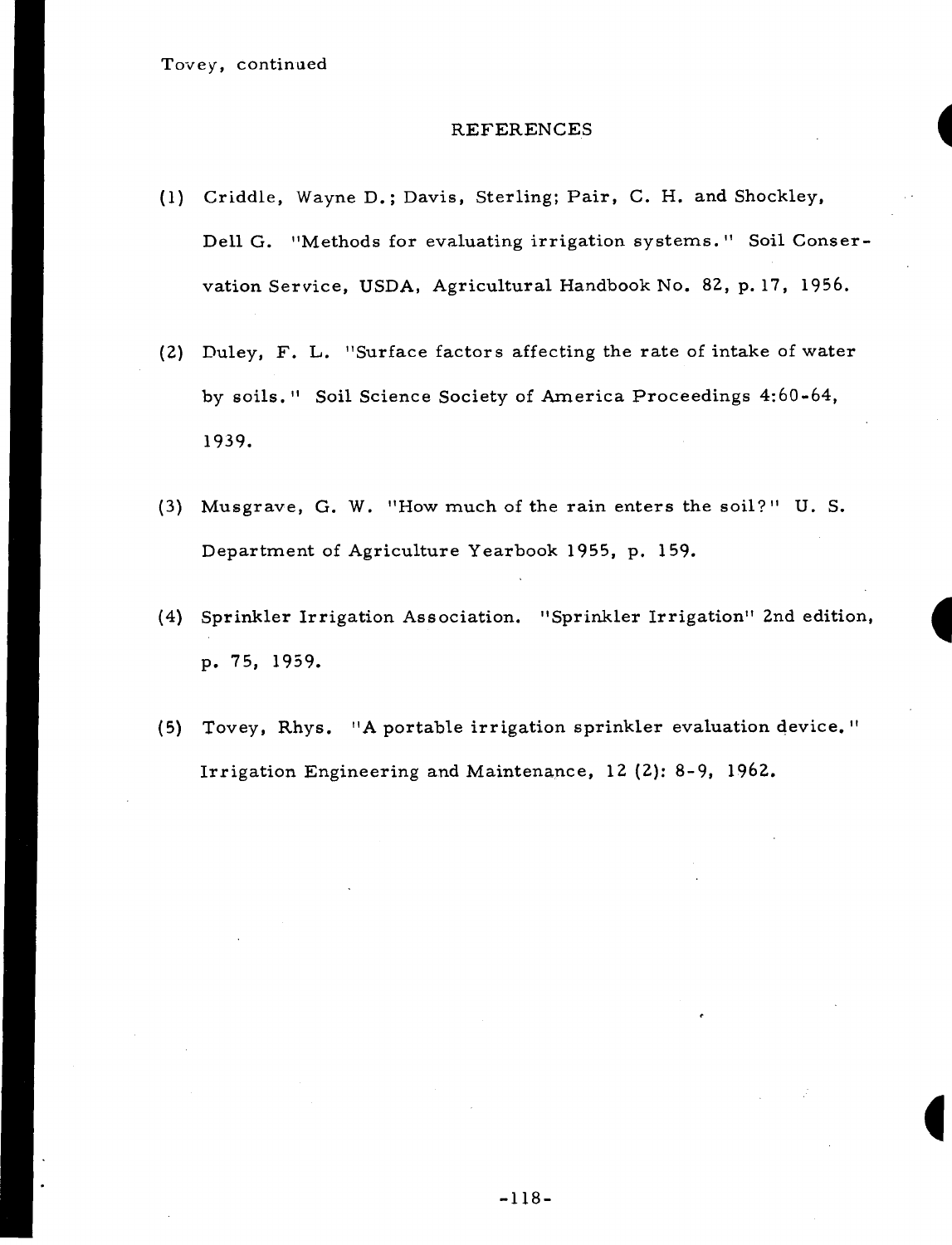Tovey, continued

## REFERENCES

(1) Criddle, Wayne D.; Davis, Sterling; Pair, C. H. and Shockley, Dell G. "Methods for evaluating irrigation systems." Soil Conservation Service, USDA, Agricultural Handbook No. 82, p. 17, 1956.

(2) Duley, F. L. "Surface factors affecting the rate of intake of water by soils." Soil Science Society of America Proceedings 4:60-64, 1939.

(3) Musgrave, G. W. "How much of the rain enters the soil?" U. S. Department of Agriculture Yearbook 1955, p. 159.

(4) Sprinkler Irrigation Association. "Sprinkler Irrigation" 2nd edition, p. 75, 1959.

(5) Tovey, Rhys. "A portable irrigation sprinkler evaluation device." Irrigation Engineering and Maintenance, 12 (2): 8-9, 1962.